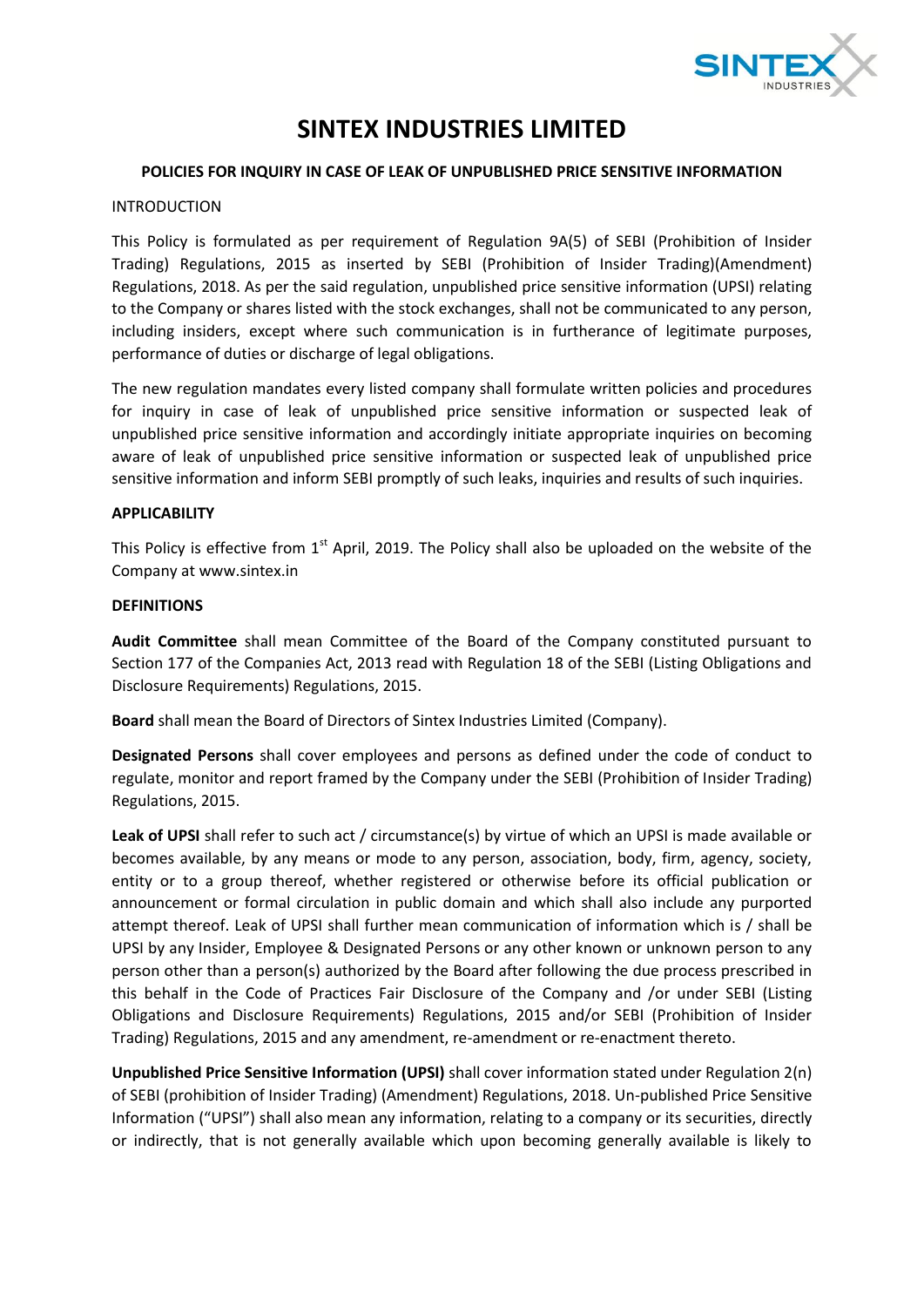# SINTEX INDUSTRIES LIMITED

## POLICIES FOR INQUIRY IN CASE OF LEAK OF UNPUBLISHED PRICE SENSITIVE INFORMATION

INTRODUCTION

This Policy is formulated as per requirement of Regulation 9A(5) of SEBI (Prohibition of Insider Trading) Regulations, 2015 as inserted by SEBI (Prohibition of Insider Trading)(Amendment) Regulations, 2018. As per the said regulation, unpublished price sensitive information (UPSI) relating to the Company or shares listed with the stock exchanges, shall not be communicated to any person, including insiders, except where such communication is in furtherance of legitimate purposes, performance of duties or discharge of legal obligations.

The new regulation mandates every listed company shall formulate written policies and procedures for inquiry in case of leak of unpublished price sensitive information or suspected leak of unpublished price sensitive information and accordingly initiate appropriate inquiries on becoming aware of leak of unpublished price sensitive information or suspected leak of unpublished price sensitive information and inform SEBI promptly of such leaks, inquiries and results of such inquiries.

**APPLICABILITY**

This Policy is effective from 1st April, 2019. The Policy shall also be uploaded on the website of the Company at www.sintex.in

**DEFINITIONS**

**Audit Committee** shall mean Committee of the Board of the Company constituted pursuant to Section 177 of the Companies Act, 2013 read with Regulation 18 of the SEBI (Listing Obligations and Disclosure Requirements) Regulations, 2015.

**Board** shall mean the Board of Directors of Sintex Industries Limited (Company).

**Designated Persons** shall cover employees and persons as defined under the code of conduct to regulate, monitor and report framed by the Company under the SEBI (Prohibition of Insider Trading) Regulations, 2015.

**Leak of UPSI** shall refer to such act / circumstance(s) by virtue of which an UPSI is made available or becomes available, by any means or mode to any person, association, body, firm, agency, society, entity or to a group thereof, whether registered or otherwise before its official publication or announcement or formal circulation in public domain and which shall also include any purported attempt thereof. Leak of UPSI shall further mean communication of information which is / shall be UPSI by any Insider, Employee & Designated Persons or any other known or unknown person to any person other than a person(s) authorized by the Board after following the due process prescribed in this behalf in the Code of Practices Fair Disclosure of the Company and /or under SEBI (Listing Obligations and Disclosure Requirements) Regulations, 2015 and/or SEBI (Prohibition of Insider Trading) Regulations, 2015 and any amendment, re-amendment or re-enactment thereto.

**Unpublished Price Sensitive Information (UPSI)** shall cover information stated under Regulation 2(n) of SEBI (prohibition of Insider Trading) (Amendment) Regulations, 2018. Un-published Price Sensitive Information ("UPSI") shall also mean any information, relating to a company or its securities, directly or indirectly, that is not generally available which upon becoming generally available is likely to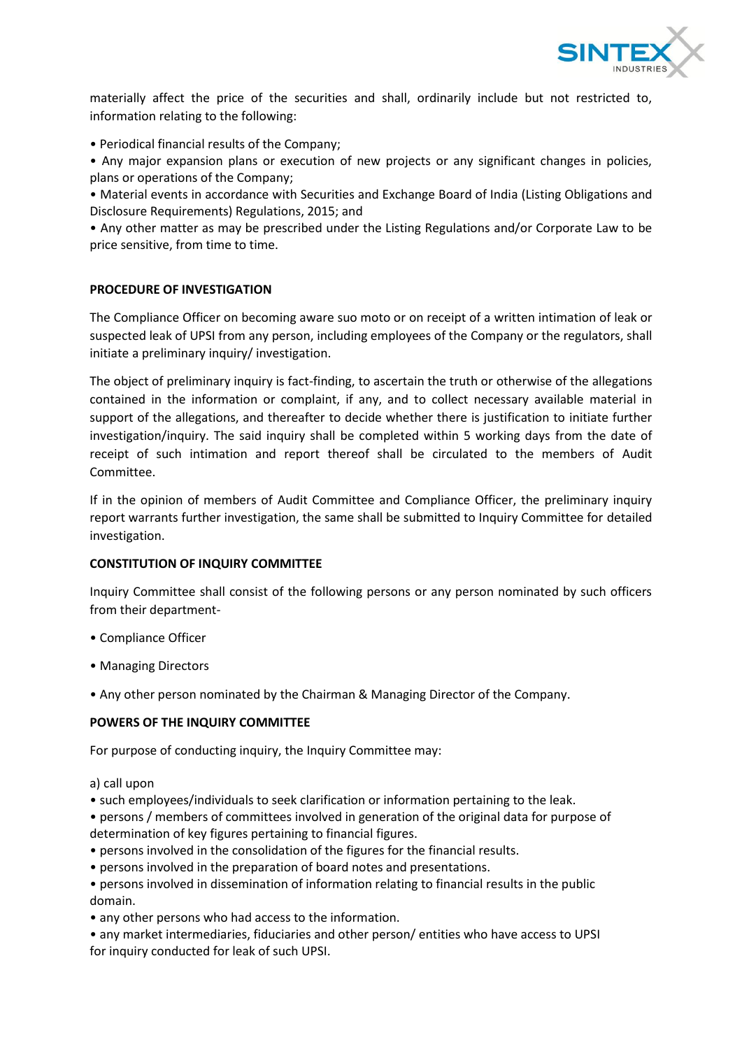materially affect the price of the securities and shall, ordinarily include but not restricted to, information relating to the following:

- Periodical financial results of the Company;
- Any major expansion plans or execution of new projects or any significant changes in policies, plans or operations of the Company;
- Material events in accordance with Securities and Exchange Board of India (Listing Obligations and Disclosure Requirements) Regulations, 2015; and
- Any other matter as may be prescribed under the Listing Regulations and/or Corporate Law to be price sensitive, from time to time.

**PROCEDURE OF INVESTIGATION**

The Compliance Officer on becoming aware suo moto or on receipt of a written intimation of leak or suspected leak of UPSI from any person, including employees of the Company or the regulators, shall initiate a preliminary inquiry/ investigation.

The object of preliminary inquiry is fact-finding, to ascertain the truth or otherwise of the allegations contained in the information or complaint, if any, and to collect necessary available material in support of the allegations, and thereafter to decide whether there is justification to initiate further investigation/inquiry. The said inquiry shall be completed within 5 working days from the date of receipt of such intimation and report thereof shall be circulated to the members of Audit Committee.

If in the opinion of members of Audit Committee and Compliance Officer, the preliminary inquiry report warrants further investigation, the same shall be submitted to Inquiry Committee for detailed investigation.

**CONSTITUTION OF INQUIRY COMMITTEE**

Inquiry Committee shall consist of the following persons or any person nominated by such officers from their department-

- Compliance Officer
- Managing Directors
- Any other person nominated by the Chairman & Managing Director of the Company.

**POWERS OF THE INQUIRY COMMITTEE**

For purpose of conducting inquiry, the Inquiry Committee may:

a) call upon

- such employees/individuals to seek clarification or information pertaining to the leak.
- persons / members of committees involved in generation of the original data for purpose of determination of key figures pertaining to financial figures.
- persons involved in the consolidation of the figures for the financial results.
- persons involved in the preparation of board notes and presentations.
- persons involved in dissemination of information relating to financial results in the public domain.
- any other persons who had access to the information.
- any market intermediaries, fiduciaries and other person/ entities who have access to UPSI for inquiry conducted for leak of such UPSI.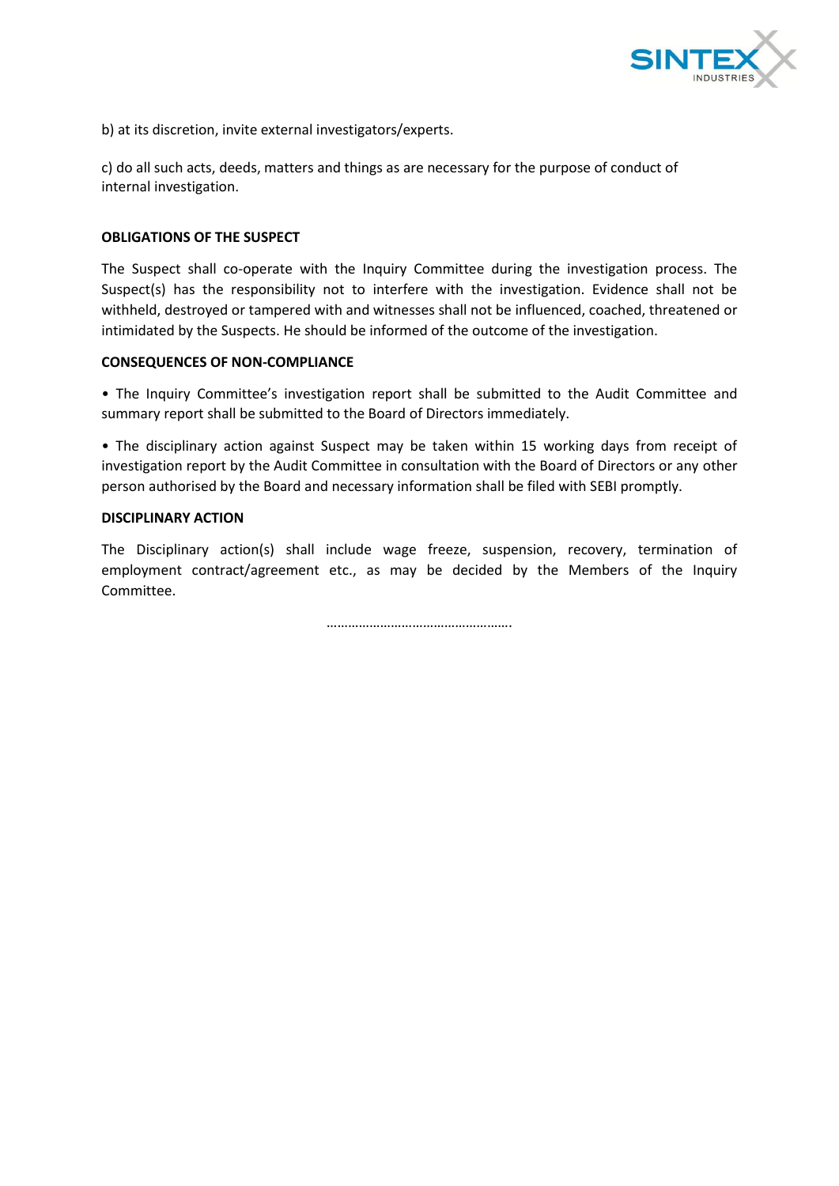b) at its discretion, invite external investigators/experts.

c) do all such acts, deeds, matters and things as are necessary for the purpose of conduct of internal investigation.

**OBLIGATIONS OF THE SUSPECT**

The Suspect shall co-operate with the Inquiry Committee during the investigation process. The Suspect(s) has the responsibility not to interfere with the investigation. Evidence shall not be withheld, destroyed or tampered with and witnesses shall not be influenced, coached, threatened or intimidated by the Suspects. He should be informed of the outcome of the investigation.

**CONSEQUENCES OF NON-COMPLIANCE**

- The Inquiry Committee's investigation report shall be submitted to the Audit Committee and summary report shall be submitted to the Board of Directors immediately.
- The disciplinary action against Suspect may be taken within 15 working days from receipt of investigation report by the Audit Committee in consultation with the Board of Directors or any other person authorised by the Board and necessary information shall be filed with SEBI promptly.

**DISCIPLINARY ACTION**

The Disciplinary action(s) shall include wage freeze, suspension, recovery, termination of employment contract/agreement etc., as may be decided by the Members of the Inquiry Committee.

…………………………………………….